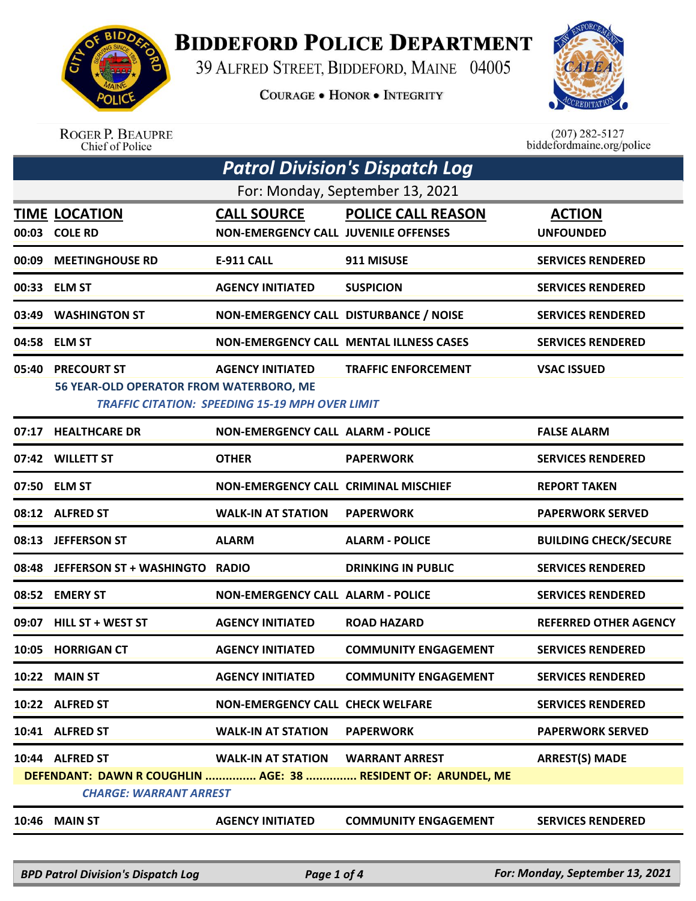# BIDDEFORD POLICE DEPARTMENT

39 ALFRED STREET, BIDDEFORD, MAINE 04005

COURAGE • HONOR • INTEGRITY

ROGER P. BEAUPRE
Chief of Police

(207) 282-5127
biddefordmaine.org/police

## Patrol Division's Dispatch Log

For: Monday, September 13, 2021

| TIME | LOCATION | CALL SOURCE | POLICE CALL REASON | ACTION |
|---|---|---|---|---|
| 00:03 | COLE RD | NON-EMERGENCY CALL | JUVENILE OFFENSES | UNFOUNDED |
| 00:09 | MEETINGHOUSE RD | E-911 CALL | 911 MISUSE | SERVICES RENDERED |
| 00:33 | ELM ST | AGENCY INITIATED | SUSPICION | SERVICES RENDERED |
| 03:49 | WASHINGTON ST | NON-EMERGENCY CALL | DISTURBANCE / NOISE | SERVICES RENDERED |
| 04:58 | ELM ST | NON-EMERGENCY CALL | MENTAL ILLNESS CASES | SERVICES RENDERED |
| 05:40 | PRECOURT ST | AGENCY INITIATED | TRAFFIC ENFORCEMENT | VSAC ISSUED |
| | 56 YEAR-OLD OPERATOR FROM WATERBORO, ME | | | |
| | *TRAFFIC CITATION: SPEEDING 15-19 MPH OVER LIMIT* | | | |
| 07:17 | HEALTHCARE DR | NON-EMERGENCY CALL | ALARM - POLICE | FALSE ALARM |
| 07:42 | WILLETT ST | OTHER | PAPERWORK | SERVICES RENDERED |
| 07:50 | ELM ST | NON-EMERGENCY CALL | CRIMINAL MISCHIEF | REPORT TAKEN |
| 08:12 | ALFRED ST | WALK-IN AT STATION | PAPERWORK | PAPERWORK SERVED |
| 08:13 | JEFFERSON ST | ALARM | ALARM - POLICE | BUILDING CHECK/SECURE |
| 08:48 | JEFFERSON ST + WASHINGTO | RADIO | DRINKING IN PUBLIC | SERVICES RENDERED |
| 08:52 | EMERY ST | NON-EMERGENCY CALL | ALARM - POLICE | SERVICES RENDERED |
| 09:07 | HILL ST + WEST ST | AGENCY INITIATED | ROAD HAZARD | REFERRED OTHER AGENCY |
| 10:05 | HORRIGAN CT | AGENCY INITIATED | COMMUNITY ENGAGEMENT | SERVICES RENDERED |
| 10:22 | MAIN ST | AGENCY INITIATED | COMMUNITY ENGAGEMENT | SERVICES RENDERED |
| 10:22 | ALFRED ST | NON-EMERGENCY CALL | CHECK WELFARE | SERVICES RENDERED |
| 10:41 | ALFRED ST | WALK-IN AT STATION | PAPERWORK | PAPERWORK SERVED |
| 10:44 | ALFRED ST | WALK-IN AT STATION | WARRANT ARREST | ARREST(S) MADE |
| | DEFENDANT: DAWN R COUGHLIN ............... AGE: 38 ............... RESIDENT OF: ARUNDEL, ME | | | |
| | *CHARGE: WARRANT ARREST* | | | |
| 10:46 | MAIN ST | AGENCY INITIATED | COMMUNITY ENGAGEMENT | SERVICES RENDERED |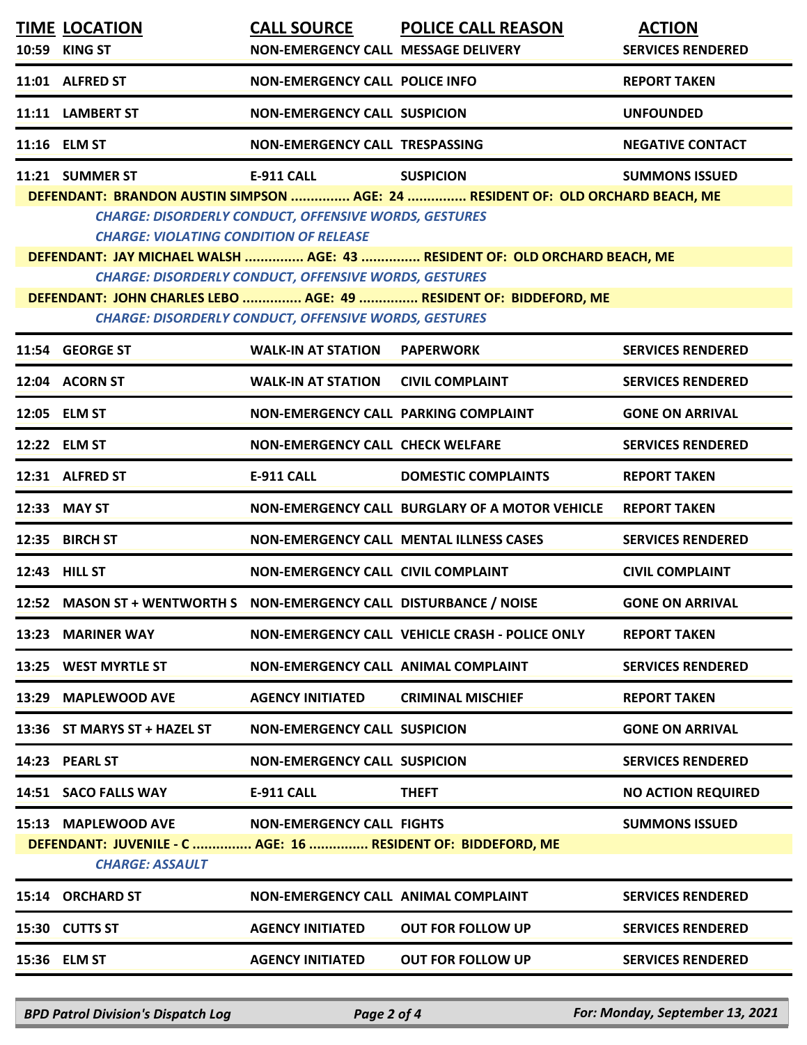| TIME | LOCATION | CALL SOURCE | POLICE CALL REASON | ACTION |
|---|---|---|---|---|
| 10:59 | KING ST | NON-EMERGENCY CALL | MESSAGE DELIVERY | SERVICES RENDERED |
| 11:01 | ALFRED ST | NON-EMERGENCY CALL | POLICE INFO | REPORT TAKEN |
| 11:11 | LAMBERT ST | NON-EMERGENCY CALL | SUSPICION | UNFOUNDED |
| 11:16 | ELM ST | NON-EMERGENCY CALL | TRESPASSING | NEGATIVE CONTACT |
| 11:21 | SUMMER ST | E-911 CALL | SUSPICION | SUMMONS ISSUED |

**DEFENDANT: BRANDON AUSTIN SIMPSON ............... AGE: 24 ............... RESIDENT OF: OLD ORCHARD BEACH, ME**

*CHARGE: DISORDERLY CONDUCT, OFFENSIVE WORDS, GESTURES*

*CHARGE: VIOLATING CONDITION OF RELEASE*

**DEFENDANT: JAY MICHAEL WALSH ............... AGE: 43 ............... RESIDENT OF: OLD ORCHARD BEACH, ME**

*CHARGE: DISORDERLY CONDUCT, OFFENSIVE WORDS, GESTURES*

**DEFENDANT: JOHN CHARLES LEBO ............... AGE: 49 ............... RESIDENT OF: BIDDEFORD, ME**

*CHARGE: DISORDERLY CONDUCT, OFFENSIVE WORDS, GESTURES*

| TIME | LOCATION | CALL SOURCE | POLICE CALL REASON | ACTION |
|---|---|---|---|---|
| 11:54 | GEORGE ST | WALK-IN AT STATION | PAPERWORK | SERVICES RENDERED |
| 12:04 | ACORN ST | WALK-IN AT STATION | CIVIL COMPLAINT | SERVICES RENDERED |
| 12:05 | ELM ST | NON-EMERGENCY CALL | PARKING COMPLAINT | GONE ON ARRIVAL |
| 12:22 | ELM ST | NON-EMERGENCY CALL | CHECK WELFARE | SERVICES RENDERED |
| 12:31 | ALFRED ST | E-911 CALL | DOMESTIC COMPLAINTS | REPORT TAKEN |
| 12:33 | MAY ST | NON-EMERGENCY CALL | BURGLARY OF A MOTOR VEHICLE | REPORT TAKEN |
| 12:35 | BIRCH ST | NON-EMERGENCY CALL | MENTAL ILLNESS CASES | SERVICES RENDERED |
| 12:43 | HILL ST | NON-EMERGENCY CALL | CIVIL COMPLAINT | CIVIL COMPLAINT |
| 12:52 | MASON ST + WENTWORTH S | NON-EMERGENCY CALL | DISTURBANCE / NOISE | GONE ON ARRIVAL |
| 13:23 | MARINER WAY | NON-EMERGENCY CALL | VEHICLE CRASH - POLICE ONLY | REPORT TAKEN |
| 13:25 | WEST MYRTLE ST | NON-EMERGENCY CALL | ANIMAL COMPLAINT | SERVICES RENDERED |
| 13:29 | MAPLEWOOD AVE | AGENCY INITIATED | CRIMINAL MISCHIEF | REPORT TAKEN |
| 13:36 | ST MARYS ST + HAZEL ST | NON-EMERGENCY CALL | SUSPICION | GONE ON ARRIVAL |
| 14:23 | PEARL ST | NON-EMERGENCY CALL | SUSPICION | SERVICES RENDERED |
| 14:51 | SACO FALLS WAY | E-911 CALL | THEFT | NO ACTION REQUIRED |
| 15:13 | MAPLEWOOD AVE | NON-EMERGENCY CALL | FIGHTS | SUMMONS ISSUED |

**DEFENDANT: JUVENILE - C ............... AGE: 16 ............... RESIDENT OF: BIDDEFORD, ME**

*CHARGE: ASSAULT*

| TIME | LOCATION | CALL SOURCE | POLICE CALL REASON | ACTION |
|---|---|---|---|---|
| 15:14 | ORCHARD ST | NON-EMERGENCY CALL | ANIMAL COMPLAINT | SERVICES RENDERED |
| 15:30 | CUTTS ST | AGENCY INITIATED | OUT FOR FOLLOW UP | SERVICES RENDERED |
| 15:36 | ELM ST | AGENCY INITIATED | OUT FOR FOLLOW UP | SERVICES RENDERED |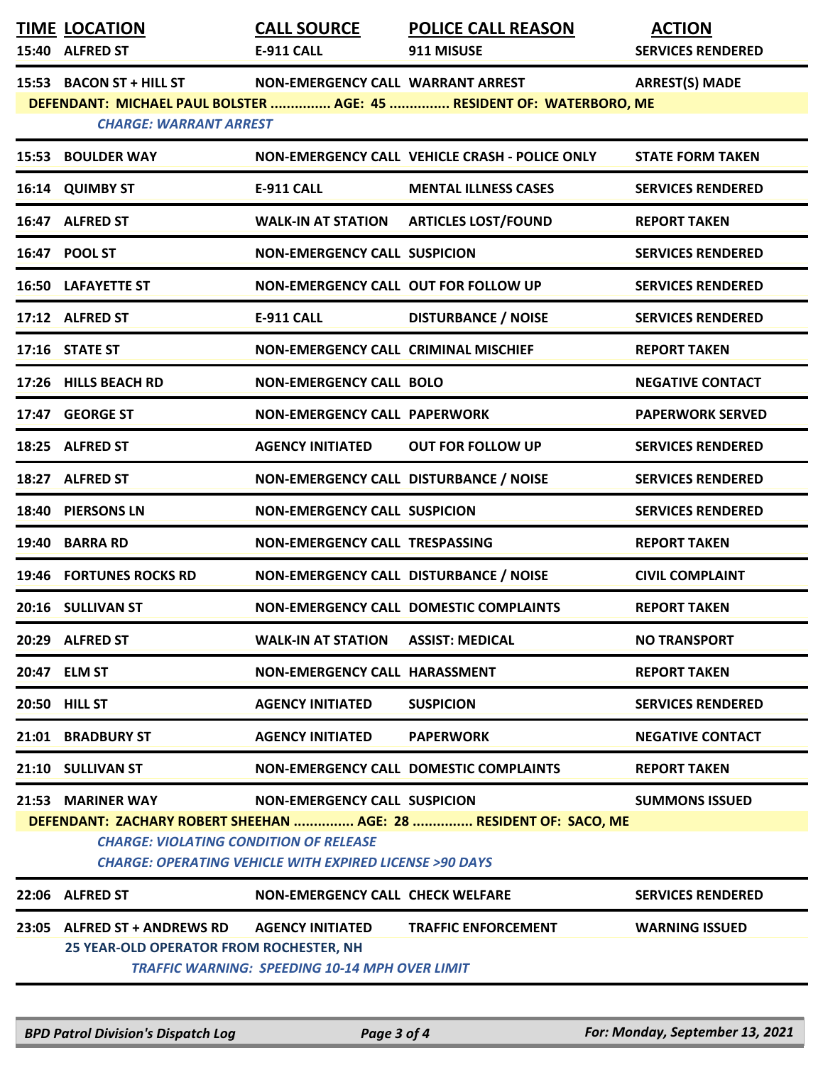| TIME | LOCATION | CALL SOURCE | POLICE CALL REASON | ACTION |
|---|---|---|---|---|
| 15:40 | ALFRED ST | E-911 CALL | 911 MISUSE | SERVICES RENDERED |
| 15:53 | BACON ST + HILL ST | NON-EMERGENCY CALL | WARRANT ARREST | ARREST(S) MADE |
| | DEFENDANT: MICHAEL PAUL BOLSTER ............... AGE: 45 ............... RESIDENT OF: WATERBORO, ME | | | |
| | *CHARGE: WARRANT ARREST* | | | |
| 15:53 | BOULDER WAY | NON-EMERGENCY CALL | VEHICLE CRASH - POLICE ONLY | STATE FORM TAKEN |
| 16:14 | QUIMBY ST | E-911 CALL | MENTAL ILLNESS CASES | SERVICES RENDERED |
| 16:47 | ALFRED ST | WALK-IN AT STATION | ARTICLES LOST/FOUND | REPORT TAKEN |
| 16:47 | POOL ST | NON-EMERGENCY CALL | SUSPICION | SERVICES RENDERED |
| 16:50 | LAFAYETTE ST | NON-EMERGENCY CALL | OUT FOR FOLLOW UP | SERVICES RENDERED |
| 17:12 | ALFRED ST | E-911 CALL | DISTURBANCE / NOISE | SERVICES RENDERED |
| 17:16 | STATE ST | NON-EMERGENCY CALL | CRIMINAL MISCHIEF | REPORT TAKEN |
| 17:26 | HILLS BEACH RD | NON-EMERGENCY CALL | BOLO | NEGATIVE CONTACT |
| 17:47 | GEORGE ST | NON-EMERGENCY CALL | PAPERWORK | PAPERWORK SERVED |
| 18:25 | ALFRED ST | AGENCY INITIATED | OUT FOR FOLLOW UP | SERVICES RENDERED |
| 18:27 | ALFRED ST | NON-EMERGENCY CALL | DISTURBANCE / NOISE | SERVICES RENDERED |
| 18:40 | PIERSONS LN | NON-EMERGENCY CALL | SUSPICION | SERVICES RENDERED |
| 19:40 | BARRA RD | NON-EMERGENCY CALL | TRESPASSING | REPORT TAKEN |
| 19:46 | FORTUNES ROCKS RD | NON-EMERGENCY CALL | DISTURBANCE / NOISE | CIVIL COMPLAINT |
| 20:16 | SULLIVAN ST | NON-EMERGENCY CALL | DOMESTIC COMPLAINTS | REPORT TAKEN |
| 20:29 | ALFRED ST | WALK-IN AT STATION | ASSIST: MEDICAL | NO TRANSPORT |
| 20:47 | ELM ST | NON-EMERGENCY CALL | HARASSMENT | REPORT TAKEN |
| 20:50 | HILL ST | AGENCY INITIATED | SUSPICION | SERVICES RENDERED |
| 21:01 | BRADBURY ST | AGENCY INITIATED | PAPERWORK | NEGATIVE CONTACT |
| 21:10 | SULLIVAN ST | NON-EMERGENCY CALL | DOMESTIC COMPLAINTS | REPORT TAKEN |
| 21:53 | MARINER WAY | NON-EMERGENCY CALL | SUSPICION | SUMMONS ISSUED |
| | DEFENDANT: ZACHARY ROBERT SHEEHAN ............... AGE: 28 ............... RESIDENT OF: SACO, ME | | | |
| | *CHARGE: VIOLATING CONDITION OF RELEASE* | | | |
| | *CHARGE: OPERATING VEHICLE WITH EXPIRED LICENSE >90 DAYS* | | | |
| 22:06 | ALFRED ST | NON-EMERGENCY CALL | CHECK WELFARE | SERVICES RENDERED |
| 23:05 | ALFRED ST + ANDREWS RD | AGENCY INITIATED | TRAFFIC ENFORCEMENT | WARNING ISSUED |
| | 25 YEAR-OLD OPERATOR FROM ROCHESTER, NH | | | |
| | *TRAFFIC WARNING: SPEEDING 10-14 MPH OVER LIMIT* | | | |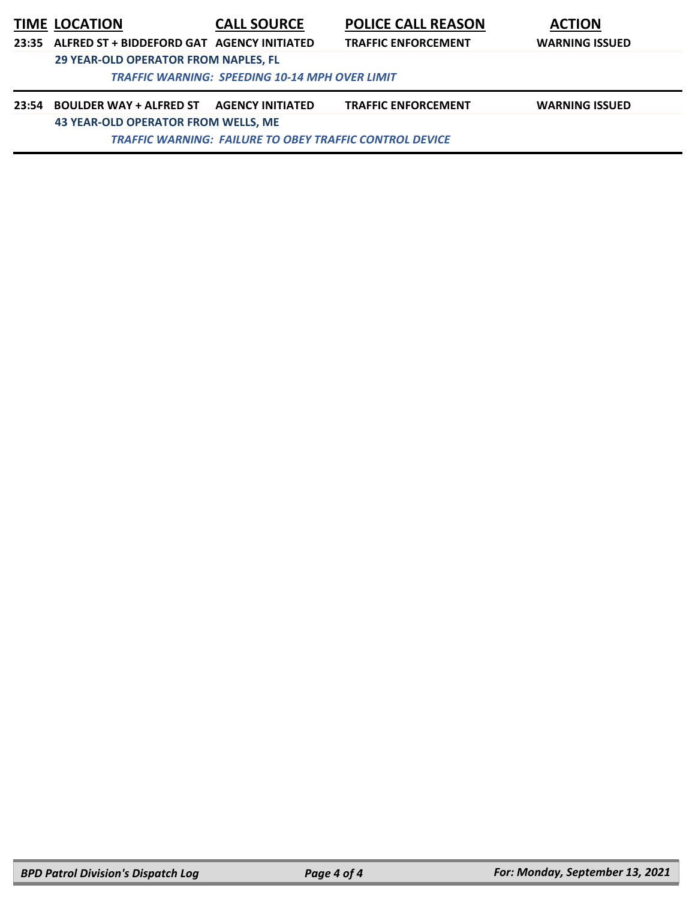| TIME | LOCATION | CALL SOURCE | POLICE CALL REASON | ACTION |
|---|---|---|---|---|
| 23:35 | ALFRED ST + BIDDEFORD GAT | AGENCY INITIATED | TRAFFIC ENFORCEMENT | WARNING ISSUED |
| | 29 YEAR-OLD OPERATOR FROM NAPLES, FL | | | |
| | *TRAFFIC WARNING: SPEEDING 10-14 MPH OVER LIMIT* | | | |
| 23:54 | BOULDER WAY + ALFRED ST | AGENCY INITIATED | TRAFFIC ENFORCEMENT | WARNING ISSUED |
| | 43 YEAR-OLD OPERATOR FROM WELLS, ME | | | |
| | *TRAFFIC WARNING: FAILURE TO OBEY TRAFFIC CONTROL DEVICE* | | | |